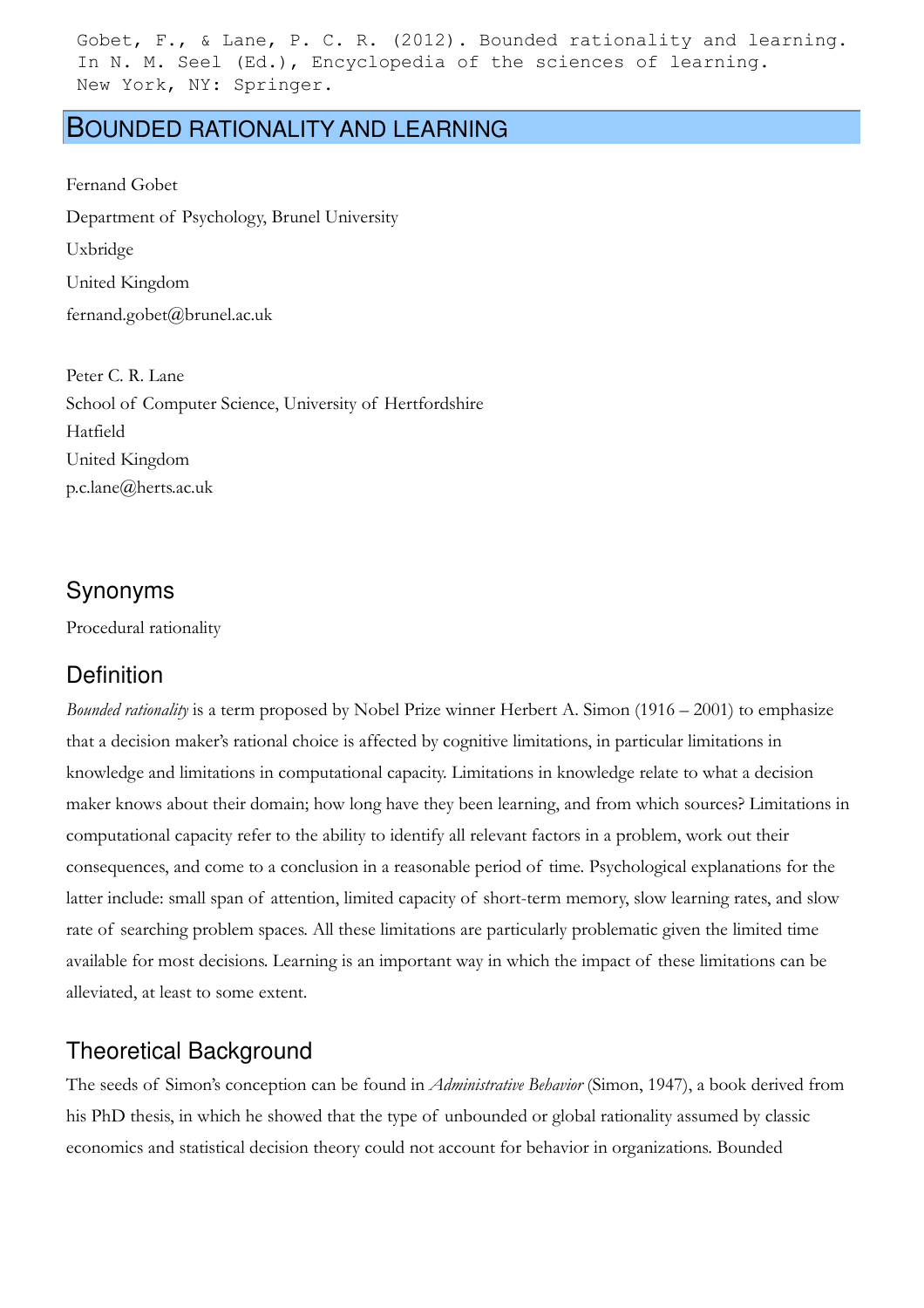Gobet, F., & Lane, P. C. R. (2012). Bounded rationality and learning. In N. M. Seel (Ed.), Encyclopedia of the sciences of learning. New York, NY: Springer.

# BOUNDED RATIONALITY AND LEARNING

Fernand Gobet

Department of Psychology, Brunel University

Uxbridge

United Kingdom

fernand.gobet@brunel.ac.uk

Peter C. R. Lane

School of Computer Science, University of Hertfordshire

Hatfield

United Kingdom

p.c.lane@herts.ac.uk

## Synonyms

Procedural rationality

## Definition

*Bounded rationality* is a term proposed by Nobel Prize winner Herbert A. Simon (1916 – 2001) to emphasize that a decision maker's rational choice is affected by cognitive limitations, in particular limitations in knowledge and limitations in computational capacity. Limitations in knowledge relate to what a decision maker knows about their domain; how long have they been learning, and from which sources? Limitations in computational capacity refer to the ability to identify all relevant factors in a problem, work out their consequences, and come to a conclusion in a reasonable period of time. Psychological explanations for the latter include: small span of attention, limited capacity of short-term memory, slow learning rates, and slow rate of searching problem spaces. All these limitations are particularly problematic given the limited time available for most decisions. Learning is an important way in which the impact of these limitations can be alleviated, at least to some extent.

## Theoretical Background

The seeds of Simon's conception can be found in *Administrative Behavior* (Simon, 1947), a book derived from his PhD thesis, in which he showed that the type of unbounded or global rationality assumed by classic economics and statistical decision theory could not account for behavior in organizations. Bounded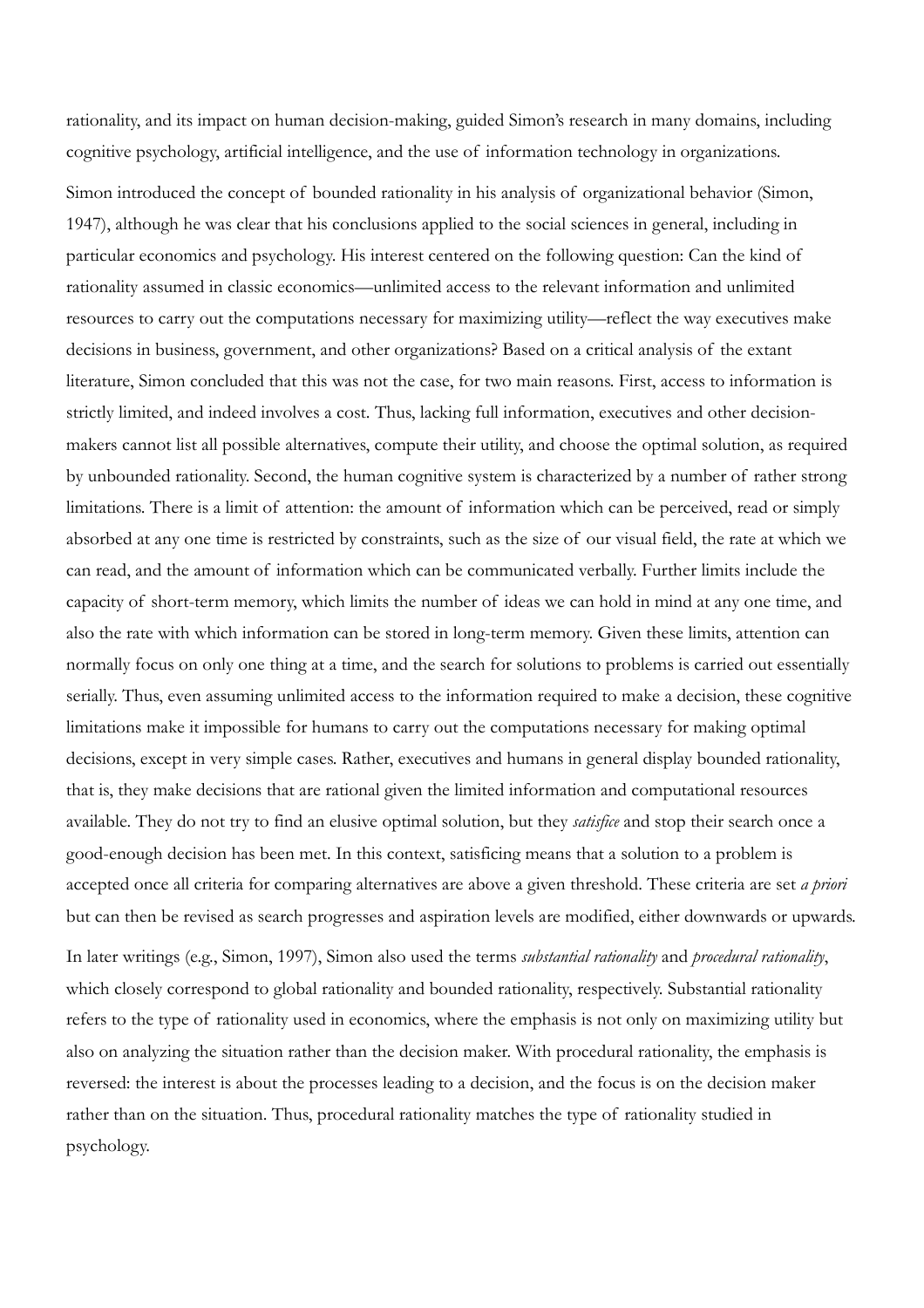rationality, and its impact on human decision-making, guided Simon's research in many domains, including cognitive psychology, artificial intelligence, and the use of information technology in organizations.

Simon introduced the concept of bounded rationality in his analysis of organizational behavior (Simon, 1947), although he was clear that his conclusions applied to the social sciences in general, including in particular economics and psychology. His interest centered on the following question: Can the kind of rationality assumed in classic economics—unlimited access to the relevant information and unlimited resources to carry out the computations necessary for maximizing utility—reflect the way executives make decisions in business, government, and other organizations? Based on a critical analysis of the extant literature, Simon concluded that this was not the case, for two main reasons. First, access to information is strictly limited, and indeed involves a cost. Thus, lacking full information, executives and other decision-makers cannot list all possible alternatives, compute their utility, and choose the optimal solution, as required by unbounded rationality. Second, the human cognitive system is characterized by a number of rather strong limitations. There is a limit of attention: the amount of information which can be perceived, read or simply absorbed at any one time is restricted by constraints, such as the size of our visual field, the rate at which we can read, and the amount of information which can be communicated verbally. Further limits include the capacity of short-term memory, which limits the number of ideas we can hold in mind at any one time, and also the rate with which information can be stored in long-term memory. Given these limits, attention can normally focus on only one thing at a time, and the search for solutions to problems is carried out essentially serially. Thus, even assuming unlimited access to the information required to make a decision, these cognitive limitations make it impossible for humans to carry out the computations necessary for making optimal decisions, except in very simple cases. Rather, executives and humans in general display bounded rationality, that is, they make decisions that are rational given the limited information and computational resources available. They do not try to find an elusive optimal solution, but they *satisfice* and stop their search once a good-enough decision has been met. In this context, satisficing means that a solution to a problem is accepted once all criteria for comparing alternatives are above a given threshold. These criteria are set *a priori* but can then be revised as search progresses and aspiration levels are modified, either downwards or upwards.

In later writings (e.g., Simon, 1997), Simon also used the terms *substantial rationality* and *procedural rationality*, which closely correspond to global rationality and bounded rationality, respectively. Substantial rationality refers to the type of rationality used in economics, where the emphasis is not only on maximizing utility but also on analyzing the situation rather than the decision maker. With procedural rationality, the emphasis is reversed: the interest is about the processes leading to a decision, and the focus is on the decision maker rather than on the situation. Thus, procedural rationality matches the type of rationality studied in psychology.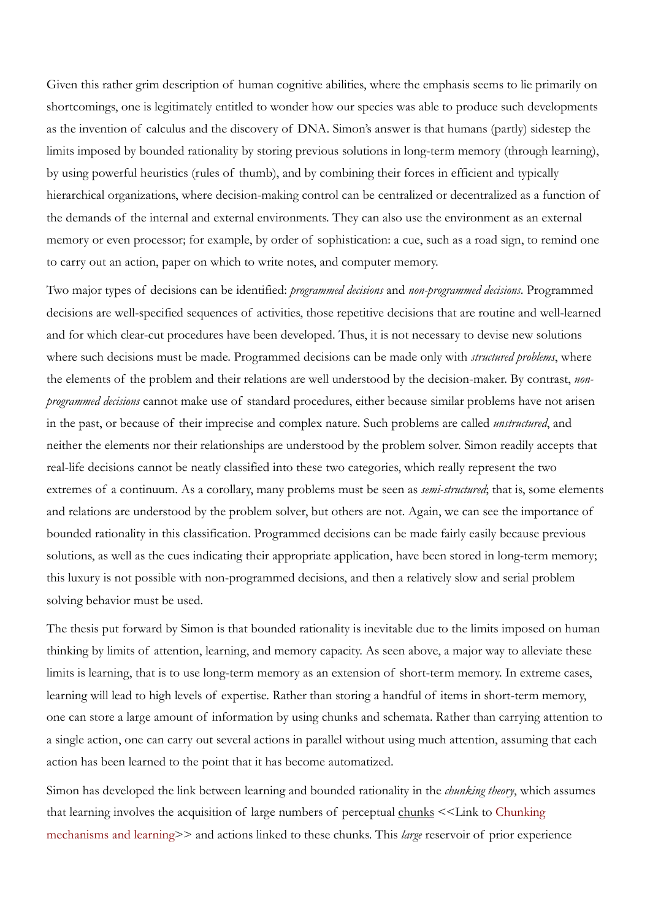Given this rather grim description of human cognitive abilities, where the emphasis seems to lie primarily on shortcomings, one is legitimately entitled to wonder how our species was able to produce such developments as the invention of calculus and the discovery of DNA. Simon's answer is that humans (partly) sidestep the limits imposed by bounded rationality by storing previous solutions in long-term memory (through learning), by using powerful heuristics (rules of thumb), and by combining their forces in efficient and typically hierarchical organizations, where decision-making control can be centralized or decentralized as a function of the demands of the internal and external environments. They can also use the environment as an external memory or even processor; for example, by order of sophistication: a cue, such as a road sign, to remind one to carry out an action, paper on which to write notes, and computer memory.

Two major types of decisions can be identified: *programmed decisions* and *non-programmed decisions*. Programmed decisions are well-specified sequences of activities, those repetitive decisions that are routine and well-learned and for which clear-cut procedures have been developed. Thus, it is not necessary to devise new solutions where such decisions must be made. Programmed decisions can be made only with *structured problems*, where the elements of the problem and their relations are well understood by the decision-maker. By contrast, *non-programmed decisions* cannot make use of standard procedures, either because similar problems have not arisen in the past, or because of their imprecise and complex nature. Such problems are called *unstructured*, and neither the elements nor their relationships are understood by the problem solver. Simon readily accepts that real-life decisions cannot be neatly classified into these two categories, which really represent the two extremes of a continuum. As a corollary, many problems must be seen as *semi-structured*; that is, some elements and relations are understood by the problem solver, but others are not. Again, we can see the importance of bounded rationality in this classification. Programmed decisions can be made fairly easily because previous solutions, as well as the cues indicating their appropriate application, have been stored in long-term memory; this luxury is not possible with non-programmed decisions, and then a relatively slow and serial problem solving behavior must be used.

The thesis put forward by Simon is that bounded rationality is inevitable due to the limits imposed on human thinking by limits of attention, learning, and memory capacity. As seen above, a major way to alleviate these limits is learning, that is to use long-term memory as an extension of short-term memory. In extreme cases, learning will lead to high levels of expertise. Rather than storing a handful of items in short-term memory, one can store a large amount of information by using chunks and schemata. Rather than carrying attention to a single action, one can carry out several actions in parallel without using much attention, assuming that each action has been learned to the point that it has become automatized.

Simon has developed the link between learning and bounded rationality in the *chunking theory*, which assumes that learning involves the acquisition of large numbers of perceptual chunks <<Link to Chunking mechanisms and learning>> and actions linked to these chunks. This *large* reservoir of prior experience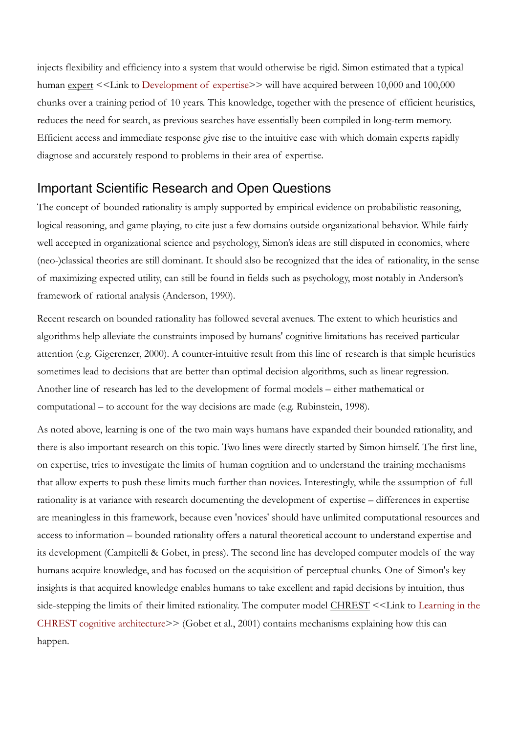injects flexibility and efficiency into a system that would otherwise be rigid. Simon estimated that a typical human expert <<Link to Development of expertise>> will have acquired between 10,000 and 100,000 chunks over a training period of 10 years. This knowledge, together with the presence of efficient heuristics, reduces the need for search, as previous searches have essentially been compiled in long-term memory. Efficient access and immediate response give rise to the intuitive ease with which domain experts rapidly diagnose and accurately respond to problems in their area of expertise.

## Important Scientific Research and Open Questions

The concept of bounded rationality is amply supported by empirical evidence on probabilistic reasoning, logical reasoning, and game playing, to cite just a few domains outside organizational behavior. While fairly well accepted in organizational science and psychology, Simon's ideas are still disputed in economics, where (neo-)classical theories are still dominant. It should also be recognized that the idea of rationality, in the sense of maximizing expected utility, can still be found in fields such as psychology, most notably in Anderson's framework of rational analysis (Anderson, 1990).

Recent research on bounded rationality has followed several avenues. The extent to which heuristics and algorithms help alleviate the constraints imposed by humans' cognitive limitations has received particular attention (e.g. Gigerenzer, 2000). A counter-intuitive result from this line of research is that simple heuristics sometimes lead to decisions that are better than optimal decision algorithms, such as linear regression. Another line of research has led to the development of formal models – either mathematical or computational – to account for the way decisions are made (e.g. Rubinstein, 1998).

As noted above, learning is one of the two main ways humans have expanded their bounded rationality, and there is also important research on this topic. Two lines were directly started by Simon himself. The first line, on expertise, tries to investigate the limits of human cognition and to understand the training mechanisms that allow experts to push these limits much further than novices. Interestingly, while the assumption of full rationality is at variance with research documenting the development of expertise – differences in expertise are meaningless in this framework, because even 'novices' should have unlimited computational resources and access to information – bounded rationality offers a natural theoretical account to understand expertise and its development (Campitelli & Gobet, in press). The second line has developed computer models of the way humans acquire knowledge, and has focused on the acquisition of perceptual chunks. One of Simon's key insights is that acquired knowledge enables humans to take excellent and rapid decisions by intuition, thus side-stepping the limits of their limited rationality. The computer model CHREST <<Link to Learning in the CHREST cognitive architecture>> (Gobet et al., 2001) contains mechanisms explaining how this can happen.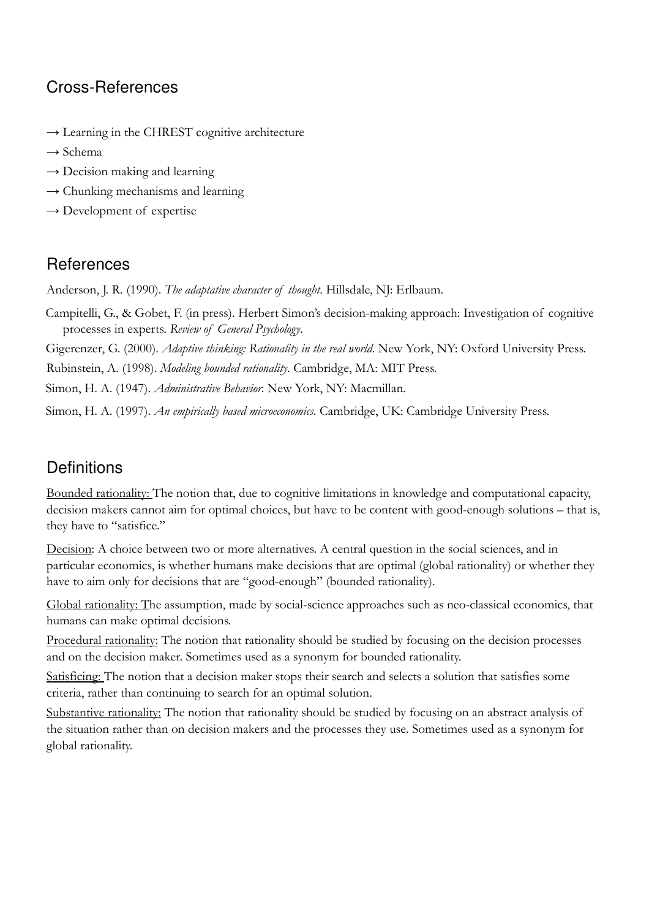## Cross-References

→ Learning in the CHREST cognitive architecture

→ Schema

→ Decision making and learning

→ Chunking mechanisms and learning

→ Development of expertise

## References

Anderson, J. R. (1990). *The adaptative character of thought*. Hillsdale, NJ: Erlbaum.

Campitelli, G., & Gobet, F. (in press). Herbert Simon's decision-making approach: Investigation of cognitive processes in experts. *Review of General Psychology*.

Gigerenzer, G. (2000). *Adaptive thinking: Rationality in the real world*. New York, NY: Oxford University Press.

Rubinstein, A. (1998). *Modeling bounded rationality*. Cambridge, MA: MIT Press.

Simon, H. A. (1947). *Administrative Behavior*. New York, NY: Macmillan.

Simon, H. A. (1997). *An empirically based microeconomics*. Cambridge, UK: Cambridge University Press.

## Definitions

Bounded rationality: The notion that, due to cognitive limitations in knowledge and computational capacity, decision makers cannot aim for optimal choices, but have to be content with good-enough solutions – that is, they have to "satisfice."

Decision: A choice between two or more alternatives. A central question in the social sciences, and in particular economics, is whether humans make decisions that are optimal (global rationality) or whether they have to aim only for decisions that are "good-enough" (bounded rationality).

Global rationality: The assumption, made by social-science approaches such as neo-classical economics, that humans can make optimal decisions.

Procedural rationality: The notion that rationality should be studied by focusing on the decision processes and on the decision maker. Sometimes used as a synonym for bounded rationality.

Satisficing: The notion that a decision maker stops their search and selects a solution that satisfies some criteria, rather than continuing to search for an optimal solution.

Substantive rationality: The notion that rationality should be studied by focusing on an abstract analysis of the situation rather than on decision makers and the processes they use. Sometimes used as a synonym for global rationality.